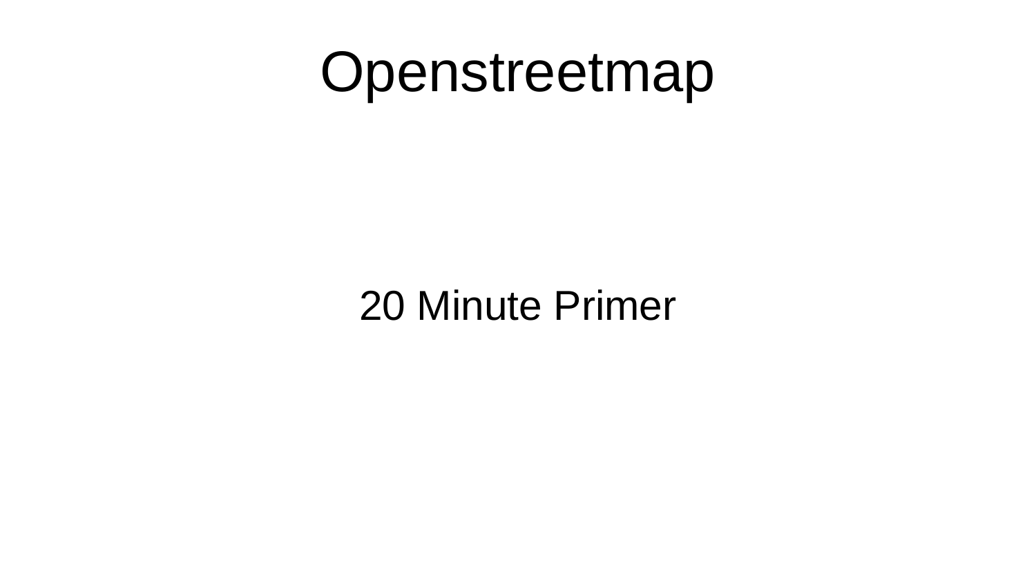# Openstreetmap

20 Minute Primer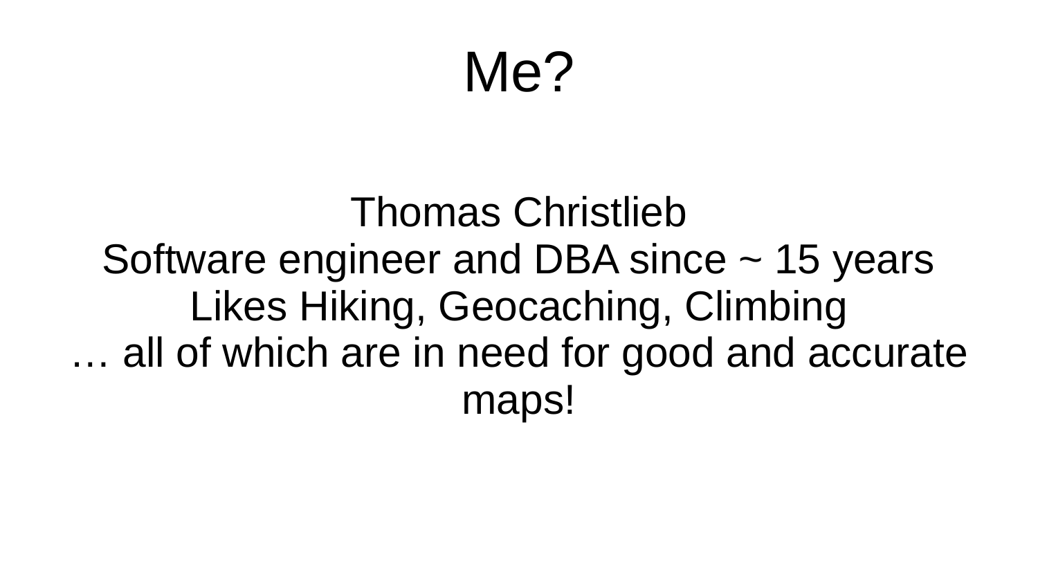# Me?

Thomas Christlieb
Software engineer and DBA since ~ 15 years
Likes Hiking, Geocaching, Climbing
… all of which are in need for good and accurate maps!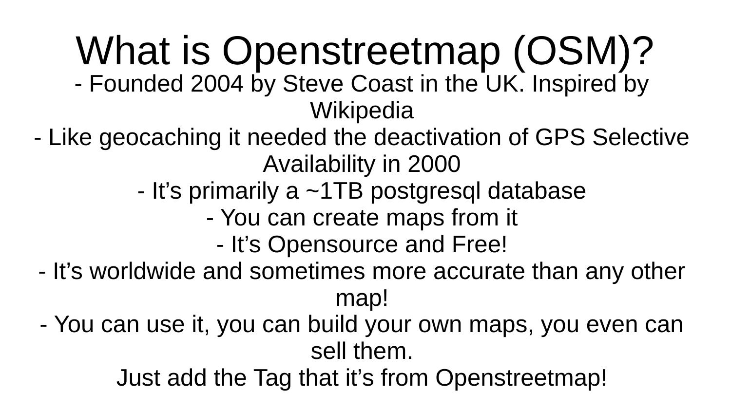# What is Openstreetmap (OSM)?

- Founded 2004 by Steve Coast in the UK. Inspired by Wikipedia
- Like geocaching it needed the deactivation of GPS Selective Availability in 2000
- It’s primarily a ~1TB postgresql database
- You can create maps from it
- It’s Opensource and Free!
- It’s worldwide and sometimes more accurate than any other map!
- You can use it, you can build your own maps, you even can sell them.

Just add the Tag that it’s from Openstreetmap!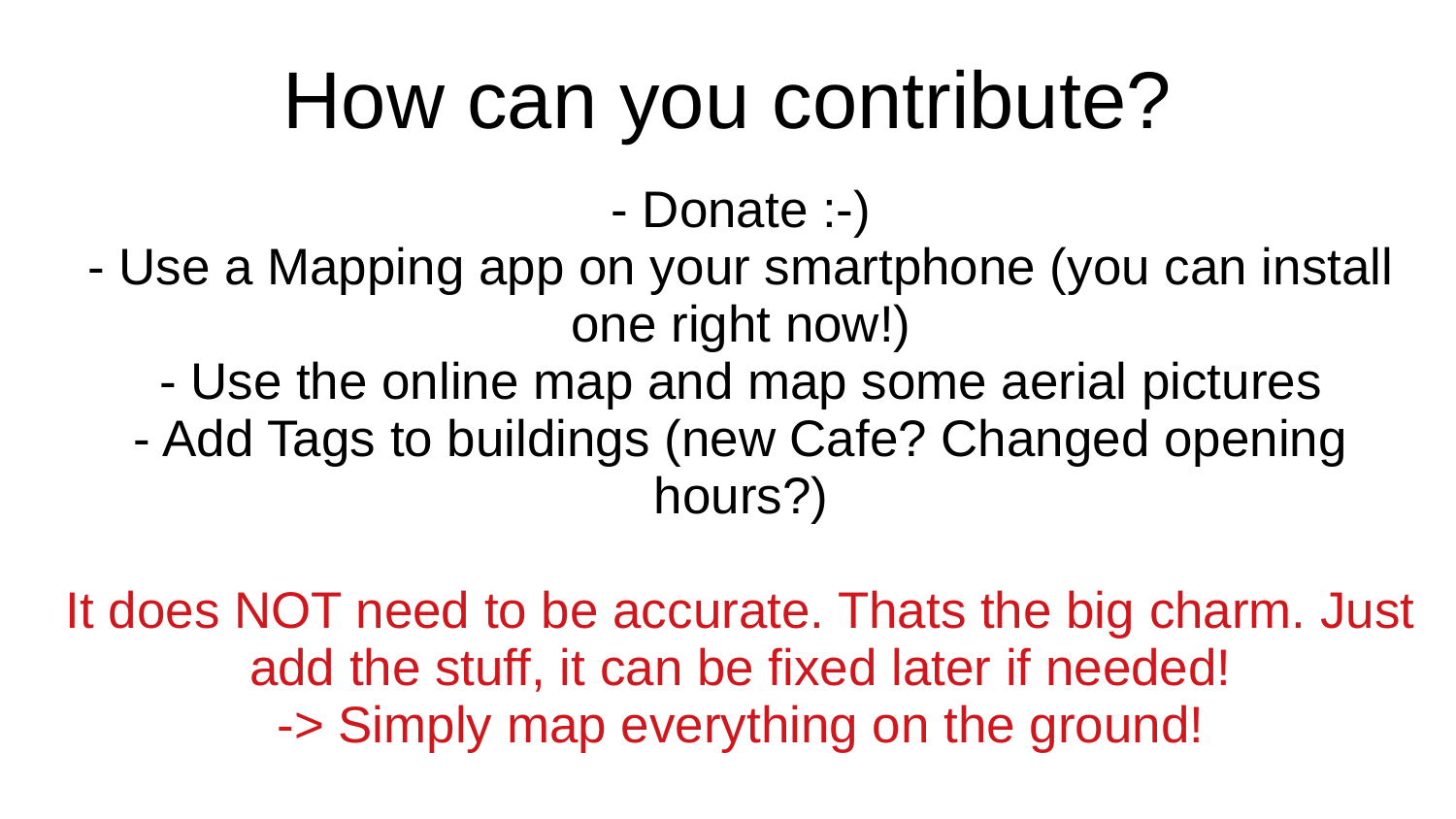# How can you contribute?

- Donate :-)
- Use a Mapping app on your smartphone (you can install one right now!)
- Use the online map and map some aerial pictures
- Add Tags to buildings (new Cafe? Changed opening hours?)

It does NOT need to be accurate. Thats the big charm. Just add the stuff, it can be fixed later if needed!
-> Simply map everything on the ground!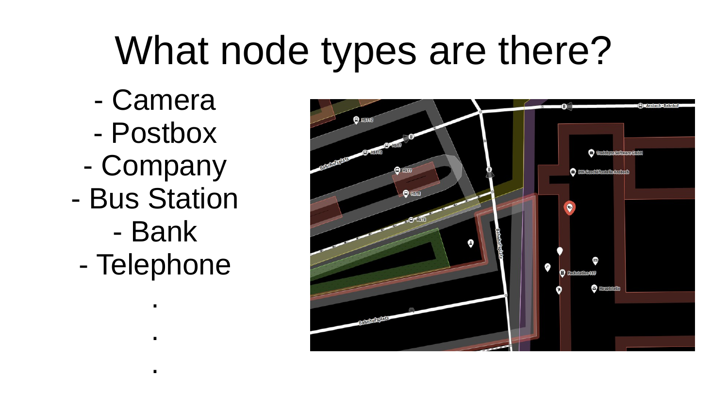# What node types are there?

- Camera
- Postbox
- Company
- Bus Station
- Bank
- Telephone

.

.

.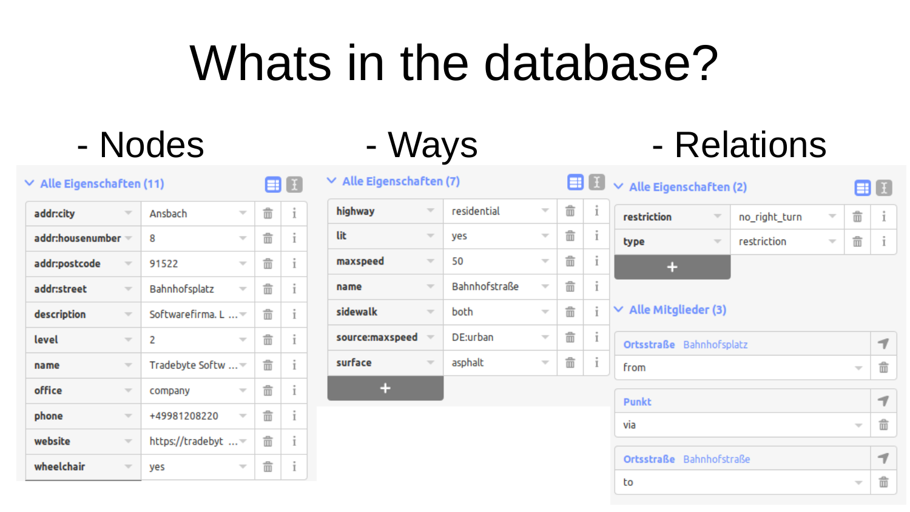# Whats in the database?

## - Nodes

**Alle Eigenschaften (11)**

| Key | Value |
|---|---|
| addr:city | Ansbach |
| addr:housenumber | 8 |
| addr:postcode | 91522 |
| addr:street | Bahnhofsplatz |
| description | Softwarefirma. L ... |
| level | 2 |
| name | Tradebyte Softw ... |
| office | company |
| phone | +49981208220 |
| website | https://tradebyt ... |
| wheelchair | yes |

## - Ways

**Alle Eigenschaften (7)**

| Key | Value |
|---|---|
| highway | residential |
| lit | yes |
| maxspeed | 50 |
| name | Bahnhofstraße |
| sidewalk | both |
| source:maxspeed | DE:urban |
| surface | asphalt |

## - Relations

**Alle Eigenschaften (2)**

| Key | Value |
|---|---|
| restriction | no_right_turn |
| type | restriction |

**Alle Mitglieder (3)**

| Member | Role |
|---|---|
| Ortsstraße Bahnhofsplatz | from |
| Punkt | via |
| Ortsstraße Bahnhofstraße | to |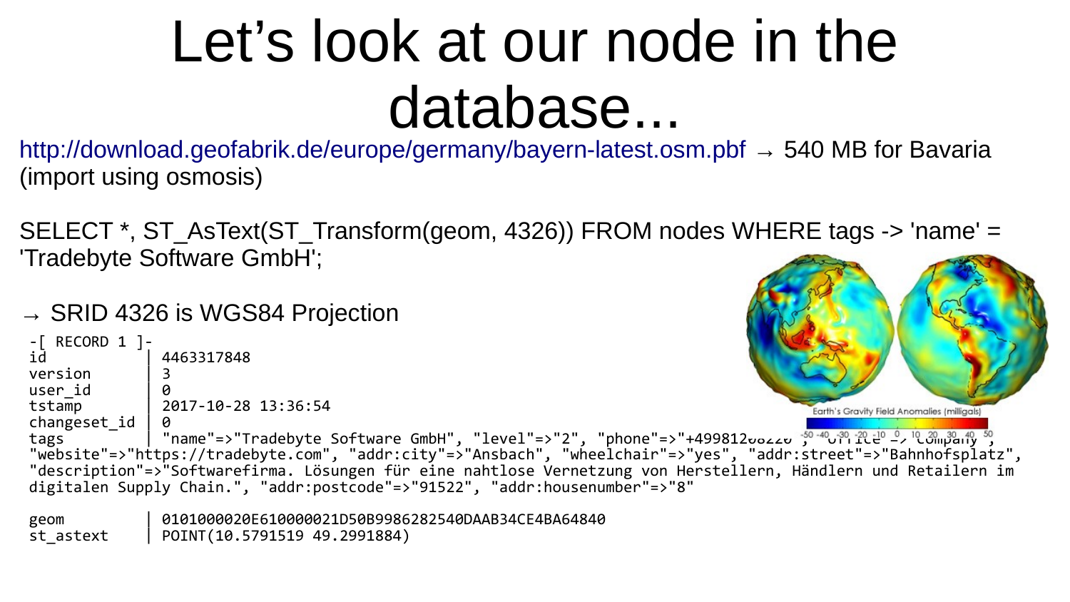# Let's look at our node in the database...

http://download.geofabrik.de/europe/germany/bayern-latest.osm.pbf → 540 MB for Bavaria (import using osmosis)

SELECT *, ST_AsText(ST_Transform(geom, 4326)) FROM nodes WHERE tags -> 'name' = 'Tradebyte Software GmbH';

→ SRID 4326 is WGS84 Projection

```
-[ RECORD 1 ]-
id            | 4463317848
version       | 3
user_id       | 0
tstamp        | 2017-10-28 13:36:54
changeset_id  | 0
tags          | "name"=>"Tradebyte Software GmbH", "level"=>"2", "phone"=>"+49981208220", "office"=>"company",
"website"=>"https://tradebyte.com", "addr:city"=>"Ansbach", "wheelchair"=>"yes", "addr:street"=>"Bahnhofsplatz",
"description"=>"Softwarefirma. Lösungen für eine nahtlose Vernetzung von Herstellern, Händlern und Retailern im
digitalen Supply Chain.", "addr:postcode"=>"91522", "addr:housenumber"=>"8"

geom          | 0101000020E610000021D50B9986282540DAAB34CE4BA64840
st_astext     | POINT(10.5791519 49.2991884)
```

Earth's Gravity Field Anomalies (milligals)

-50 -40 -30 -20 -10 0 10 20 30 40 50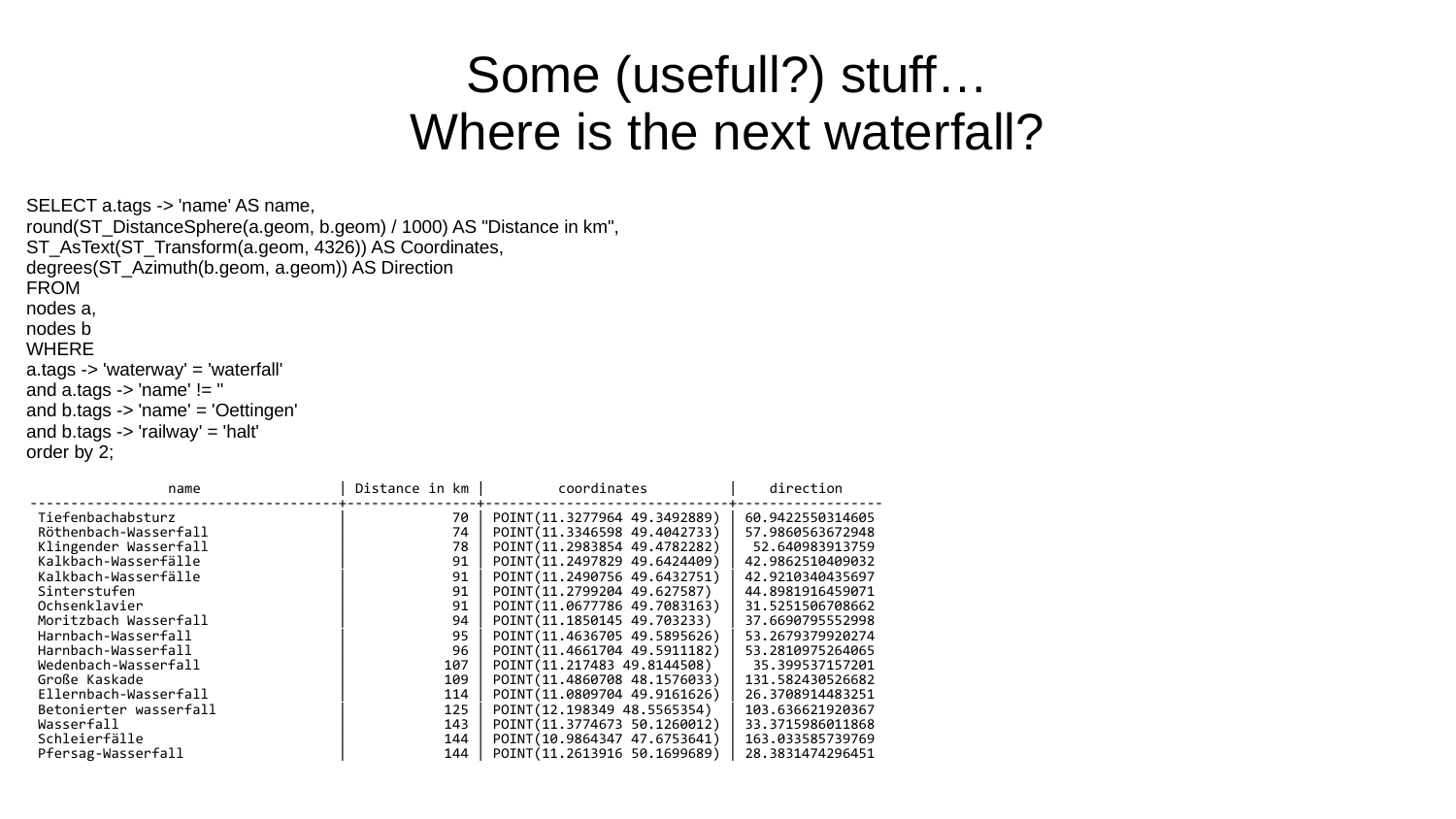# Some (usefull?) stuff…
# Where is the next waterfall?

```
SELECT a.tags -> 'name' AS name,
round(ST_DistanceSphere(a.geom, b.geom) / 1000) AS "Distance in km",
ST_AsText(ST_Transform(a.geom, 4326)) AS Coordinates,
degrees(ST_Azimuth(b.geom, a.geom)) AS Direction
FROM
nodes a,
nodes b
WHERE
a.tags -> 'waterway' = 'waterfall'
and a.tags -> 'name' != ''
and b.tags -> 'name' = 'Oettingen'
and b.tags -> 'railway' = 'halt'
order by 2;
```

| name | Distance in km | coordinates | direction |
|---|---|---|---|
| Tiefenbachabsturz | 70 | POINT(11.3277964 49.3492889) | 60.9422550314605 |
| Röthenbach-Wasserfall | 74 | POINT(11.3346598 49.4042733) | 57.9860563672948 |
| Klingender Wasserfall | 78 | POINT(11.2983854 49.4782282) | 52.640983913759 |
| Kalkbach-Wasserfälle | 91 | POINT(11.2497829 49.6424409) | 42.9862510409032 |
| Kalkbach-Wasserfälle | 91 | POINT(11.2490756 49.6432751) | 42.9210340435697 |
| Sinterstufen | 91 | POINT(11.2799204 49.627587) | 44.8981916459071 |
| Ochsenklavier | 91 | POINT(11.0677786 49.7083163) | 31.5251506708662 |
| Moritzbach Wasserfall | 94 | POINT(11.1850145 49.703233) | 37.6690795552998 |
| Harnbach-Wasserfall | 95 | POINT(11.4636705 49.5895626) | 53.2679379920274 |
| Harnbach-Wasserfall | 96 | POINT(11.4661704 49.5911182) | 53.2810975264065 |
| Wedenbach-Wasserfall | 107 | POINT(11.217483 49.8144508) | 35.399537157201 |
| Große Kaskade | 109 | POINT(11.4860708 48.1576033) | 131.582430526682 |
| Ellernbach-Wasserfall | 114 | POINT(11.0809704 49.9161626) | 26.3708914483251 |
| Betonierter wasserfall | 125 | POINT(12.198349 48.5565354) | 103.636621920367 |
| Wasserfall | 143 | POINT(11.3774673 50.1260012) | 33.3715986011868 |
| Schleierfälle | 144 | POINT(10.9864347 47.6753641) | 163.033585739769 |
| Pfersag-Wasserfall | 144 | POINT(11.2613916 50.1699689) | 28.3831474296451 |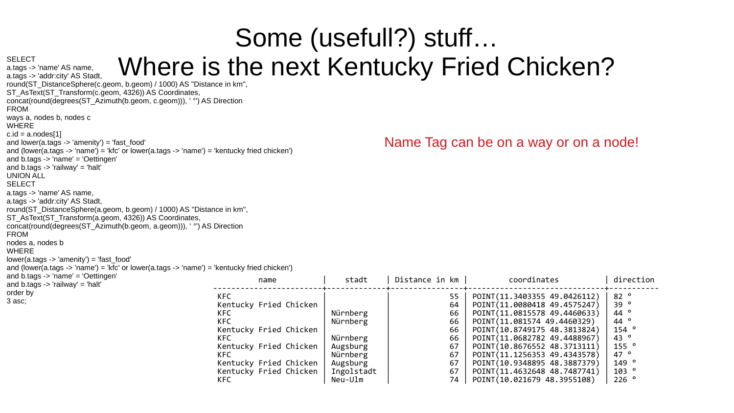# Some (usefull?) stuff…
# Where is the next Kentucky Fried Chicken?

```
SELECT
a.tags -> 'name' AS name,
a.tags -> 'addr:city' AS Stadt,
round(ST_DistanceSphere(c.geom, b.geom) / 1000) AS "Distance in km",
ST_AsText(ST_Transform(c.geom, 4326)) AS Coordinates,
concat(round(degrees(ST_Azimuth(b.geom, c.geom))), ' °') AS Direction
FROM
ways a, nodes b, nodes c
WHERE
c.id = a.nodes[1]
and lower(a.tags -> 'amenity') = 'fast_food'
and (lower(a.tags -> 'name') = 'kfc' or lower(a.tags -> 'name') = 'kentucky fried chicken')
and b.tags -> 'name' = 'Oettingen'
and b.tags -> 'railway' = 'halt'
UNION ALL
SELECT
a.tags -> 'name' AS name,
a.tags -> 'addr:city' AS Stadt,
round(ST_DistanceSphere(a.geom, b.geom) / 1000) AS "Distance in km",
ST_AsText(ST_Transform(a.geom, 4326)) AS Coordinates,
concat(round(degrees(ST_Azimuth(b.geom, a.geom))), ' °') AS Direction
FROM
nodes a, nodes b
WHERE
lower(a.tags -> 'amenity') = 'fast_food'
and (lower(a.tags -> 'name') = 'kfc' or lower(a.tags -> 'name') = 'kentucky fried chicken')
and b.tags -> 'name' = 'Oettingen'
and b.tags -> 'railway' = 'halt'
order by
3 asc;
```

Name Tag can be on a way or on a node!

| name | stadt | Distance in km | coordinates | direction |
|---|---|---|---|---|
| KFC | | 55 | POINT(11.3403355 49.0426112) | 82 ° |
| Kentucky Fried Chicken | | 64 | POINT(11.0080418 49.4575247) | 39 ° |
| KFC | Nürnberg | 66 | POINT(11.0815578 49.4460633) | 44 ° |
| KFC | Nürnberg | 66 | POINT(11.081574 49.4460329) | 44 ° |
| Kentucky Fried Chicken | | 66 | POINT(10.8749175 48.3813824) | 154 ° |
| KFC | Nürnberg | 66 | POINT(11.0682782 49.4488967) | 43 ° |
| Kentucky Fried Chicken | Augsburg | 67 | POINT(10.8676552 48.3713111) | 155 ° |
| KFC | Nürnberg | 67 | POINT(11.1256353 49.4343578) | 47 ° |
| Kentucky Fried Chicken | Augsburg | 67 | POINT(10.9348895 48.3887379) | 149 ° |
| Kentucky Fried Chicken | Ingolstadt | 67 | POINT(11.4632648 48.7487741) | 103 ° |
| KFC | Neu-Ulm | 74 | POINT(10.021679 48.3955108) | 226 ° |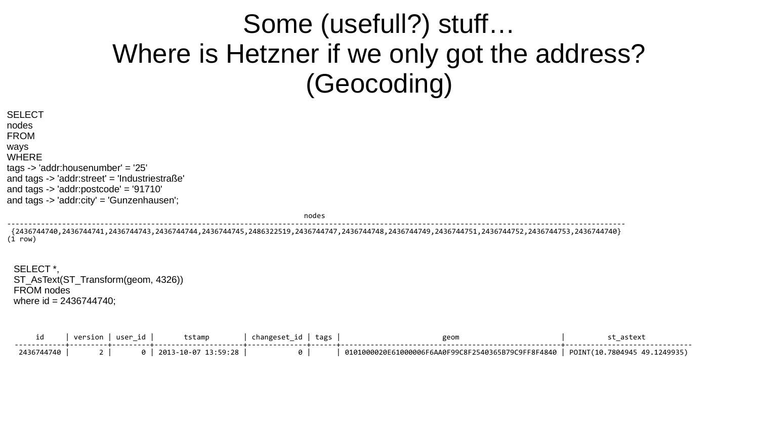# Some (usefull?) stuff…
# Where is Hetzner if we only got the address? (Geocoding)

```
SELECT
nodes
FROM
ways
WHERE
tags -> 'addr:housenumber' = '25'
and tags -> 'addr:street' = 'Industriestraße'
and tags -> 'addr:postcode' = '91710'
and tags -> 'addr:city' = 'Gunzenhausen';
```

```
                                                                        nodes
------------------------------------------------------------------------------------------------------------------------------------------------------------------
 {2436744740,2436744741,2436744743,2436744744,2436744745,2486322519,2436744747,2436744748,2436744749,2436744751,2436744752,2436744753,2436744740}
(1 row)
```

```
SELECT *,
ST_AsText(ST_Transform(geom, 4326))
FROM nodes
where id = 2436744740;
```

```
     id     | version | user_id |       tstamp        | changeset_id | tags |                        geom                        |          st_astext
------------+---------+---------+---------------------+--------------+------+----------------------------------------------------+------------------------------
 2436744740 |       2 |       0 | 2013-10-07 13:59:28 |            0 |      | 0101000020E61000006F6AA0F99C8F2540365B79C9FF8F4840 | POINT(10.7804945 49.1249935)
```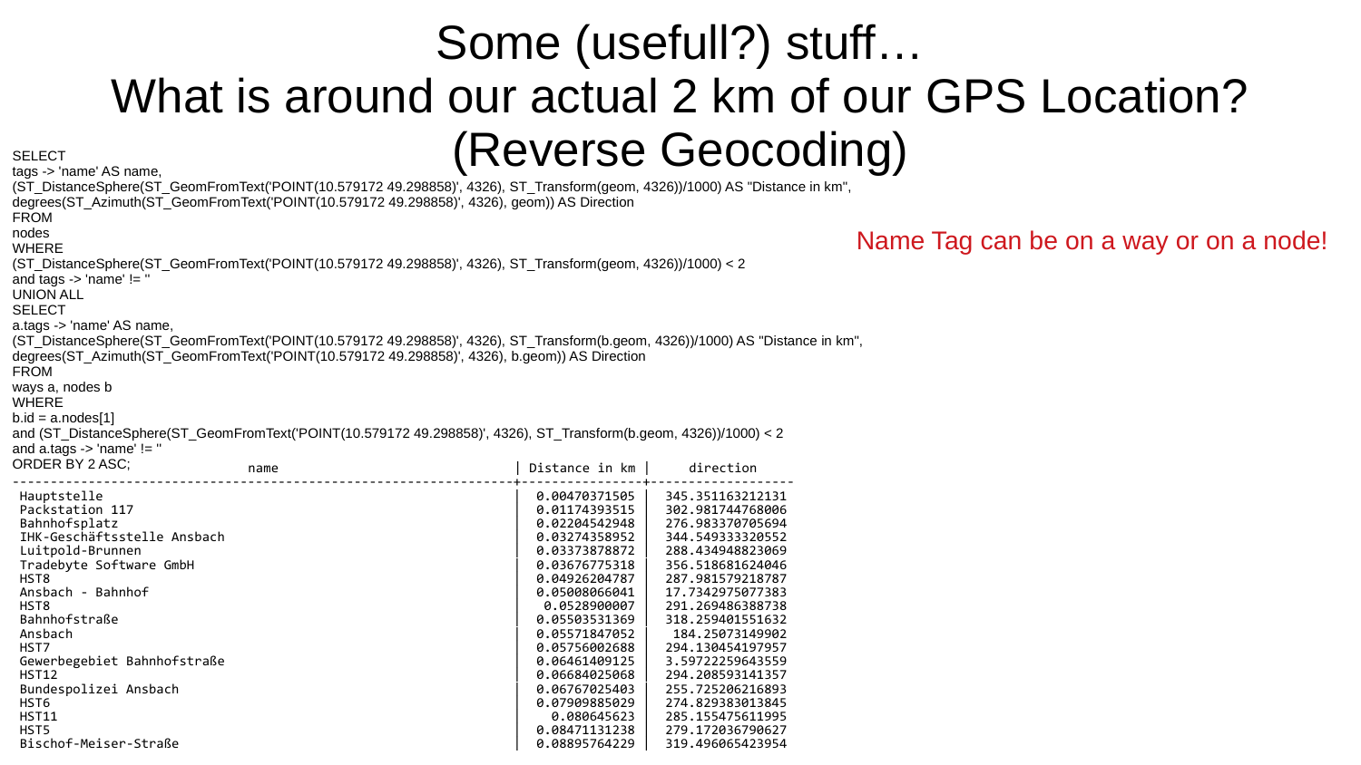# Some (usefull?) stuff…
# What is around our actual 2 km of our GPS Location? (Reverse Geocoding)

```
SELECT
tags -> 'name' AS name,
(ST_DistanceSphere(ST_GeomFromText('POINT(10.579172 49.298858)', 4326), ST_Transform(geom, 4326))/1000) AS "Distance in km",
degrees(ST_Azimuth(ST_GeomFromText('POINT(10.579172 49.298858)', 4326), geom)) AS Direction
FROM
nodes
WHERE
(ST_DistanceSphere(ST_GeomFromText('POINT(10.579172 49.298858)', 4326), ST_Transform(geom, 4326))/1000) < 2
and tags -> 'name' != ''
UNION ALL
SELECT
a.tags -> 'name' AS name,
(ST_DistanceSphere(ST_GeomFromText('POINT(10.579172 49.298858)', 4326), ST_Transform(b.geom, 4326))/1000) AS "Distance in km",
degrees(ST_Azimuth(ST_GeomFromText('POINT(10.579172 49.298858)', 4326), b.geom)) AS Direction
FROM
ways a, nodes b
WHERE
b.id = a.nodes[1]
and (ST_DistanceSphere(ST_GeomFromText('POINT(10.579172 49.298858)', 4326), ST_Transform(b.geom, 4326))/1000) < 2
and a.tags -> 'name' != ''
ORDER BY 2 ASC;
```

Name Tag can be on a way or on a node!

| name | Distance in km | direction |
|---|---|---|
| Hauptstelle | 0.00470371505 | 345.351163212131 |
| Packstation 117 | 0.01174393515 | 302.981744768006 |
| Bahnhofsplatz | 0.02204542948 | 276.983370705694 |
| IHK-Geschäftsstelle Ansbach | 0.03274358952 | 344.549333320552 |
| Luitpold-Brunnen | 0.03373878872 | 288.434948823069 |
| Tradebyte Software GmbH | 0.03676775318 | 356.518681624046 |
| HST8 | 0.04926204787 | 287.981579218787 |
| Ansbach - Bahnhof | 0.05008066041 | 17.7342975077383 |
| HST8 | 0.0528900007 | 291.269486388738 |
| Bahnhofstraße | 0.05503531369 | 318.259401551632 |
| Ansbach | 0.05571847052 | 184.25073149902 |
| HST7 | 0.05756002688 | 294.130454197957 |
| Gewerbegebiet Bahnhofstraße | 0.06461409125 | 3.59722259643559 |
| HST12 | 0.06684025068 | 294.208593141357 |
| Bundespolizei Ansbach | 0.06767025403 | 255.725206216893 |
| HST6 | 0.07909885029 | 274.829383013845 |
| HST11 | 0.080645623 | 285.155475611995 |
| HST5 | 0.08471131238 | 279.172036790627 |
| Bischof-Meiser-Straße | 0.08895764229 | 319.496065423954 |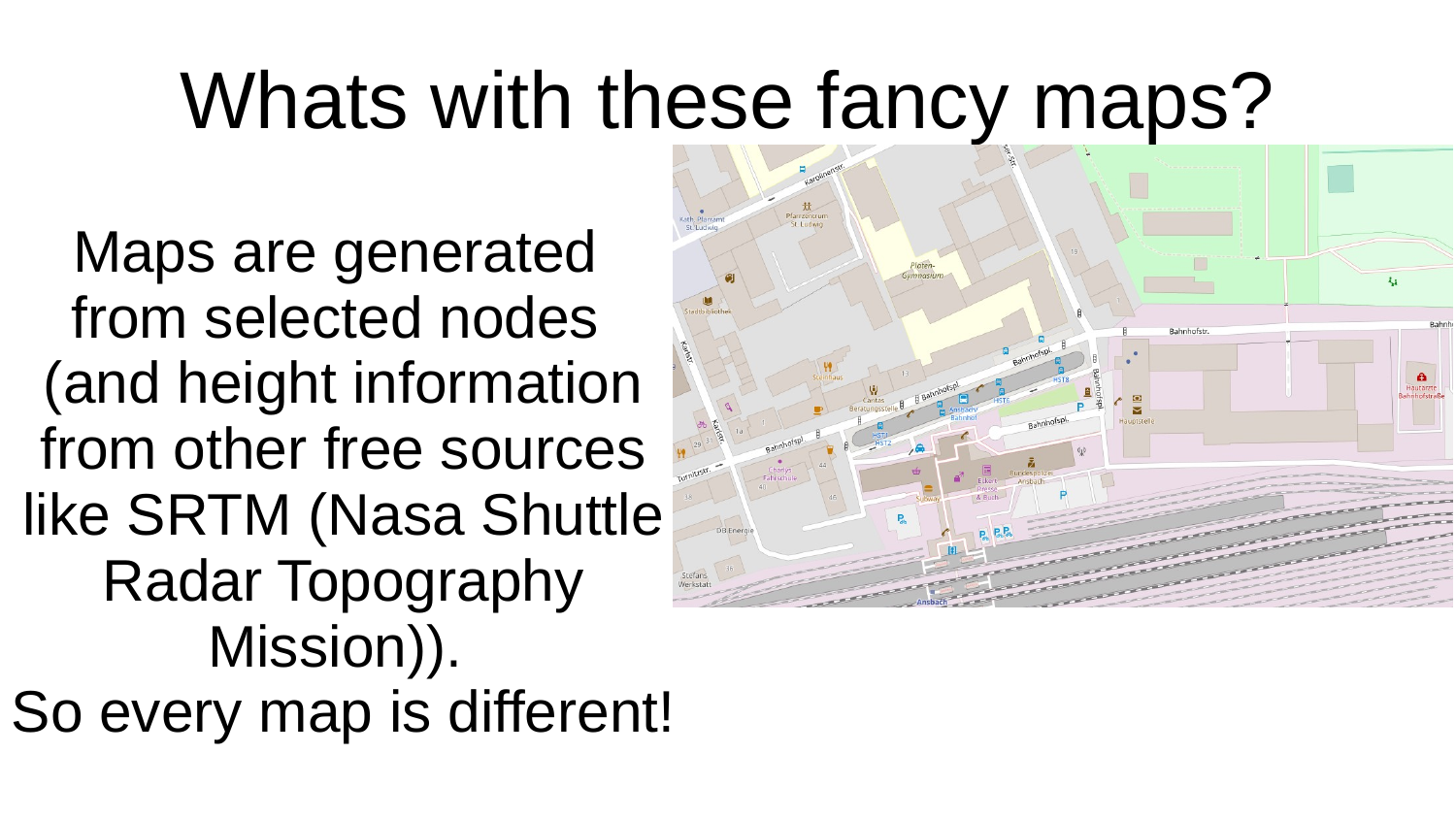# Whats with these fancy maps?

Maps are generated from selected nodes (and height information from other free sources like SRTM (Nasa Shuttle Radar Topography Mission)).

So every map is different!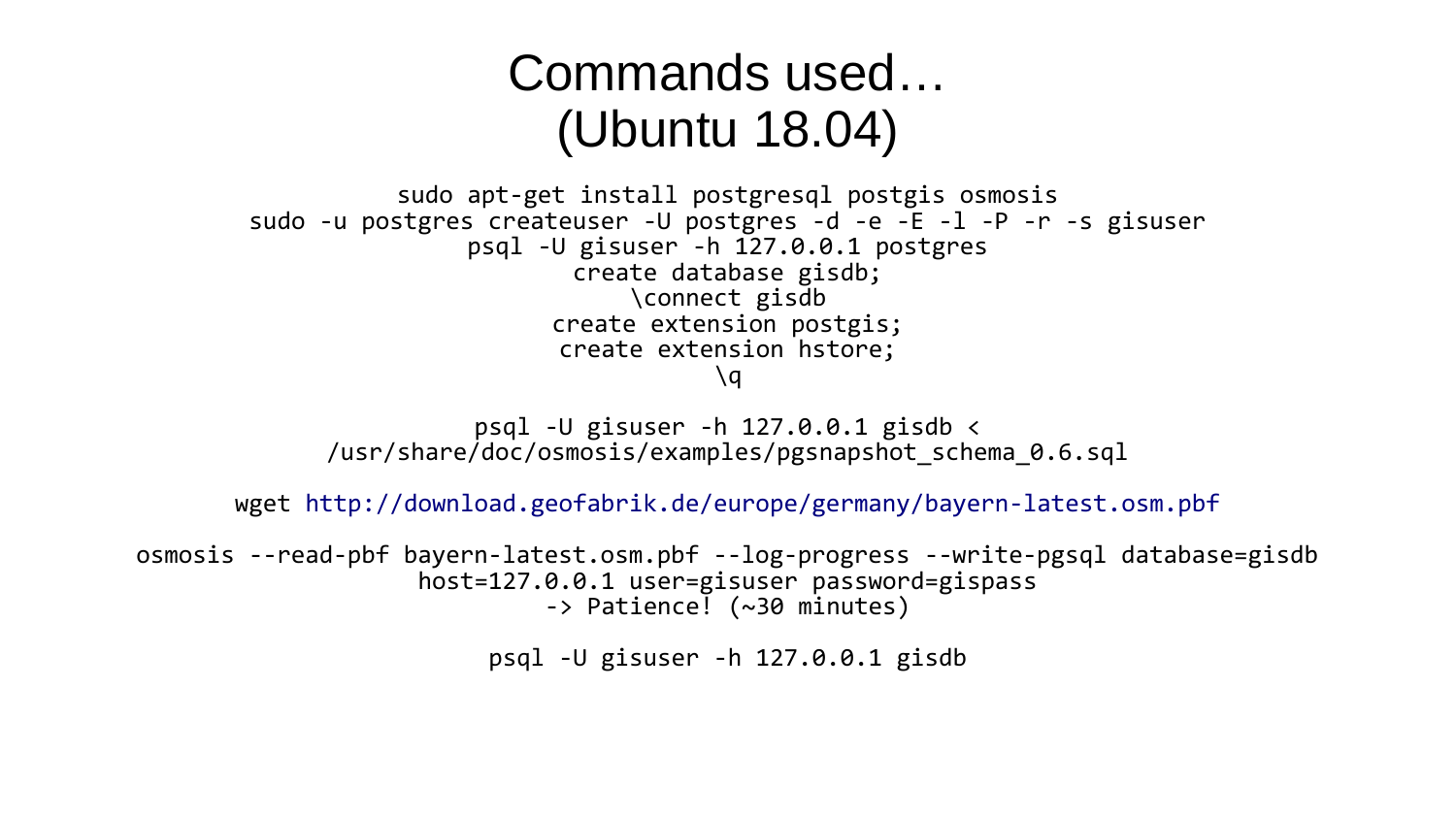# Commands used… (Ubuntu 18.04)

```
sudo apt-get install postgresql postgis osmosis
sudo -u postgres createuser -U postgres -d -e -E -l -P -r -s gisuser
psql -U gisuser -h 127.0.0.1 postgres
create database gisdb;
\connect gisdb
create extension postgis;
create extension hstore;
\q

psql -U gisuser -h 127.0.0.1 gisdb <
/usr/share/doc/osmosis/examples/pgsnapshot_schema_0.6.sql

wget http://download.geofabrik.de/europe/germany/bayern-latest.osm.pbf

osmosis --read-pbf bayern-latest.osm.pbf --log-progress --write-pgsql database=gisdb
host=127.0.0.1 user=gisuser password=gispass
-> Patience! (~30 minutes)

psql -U gisuser -h 127.0.0.1 gisdb
```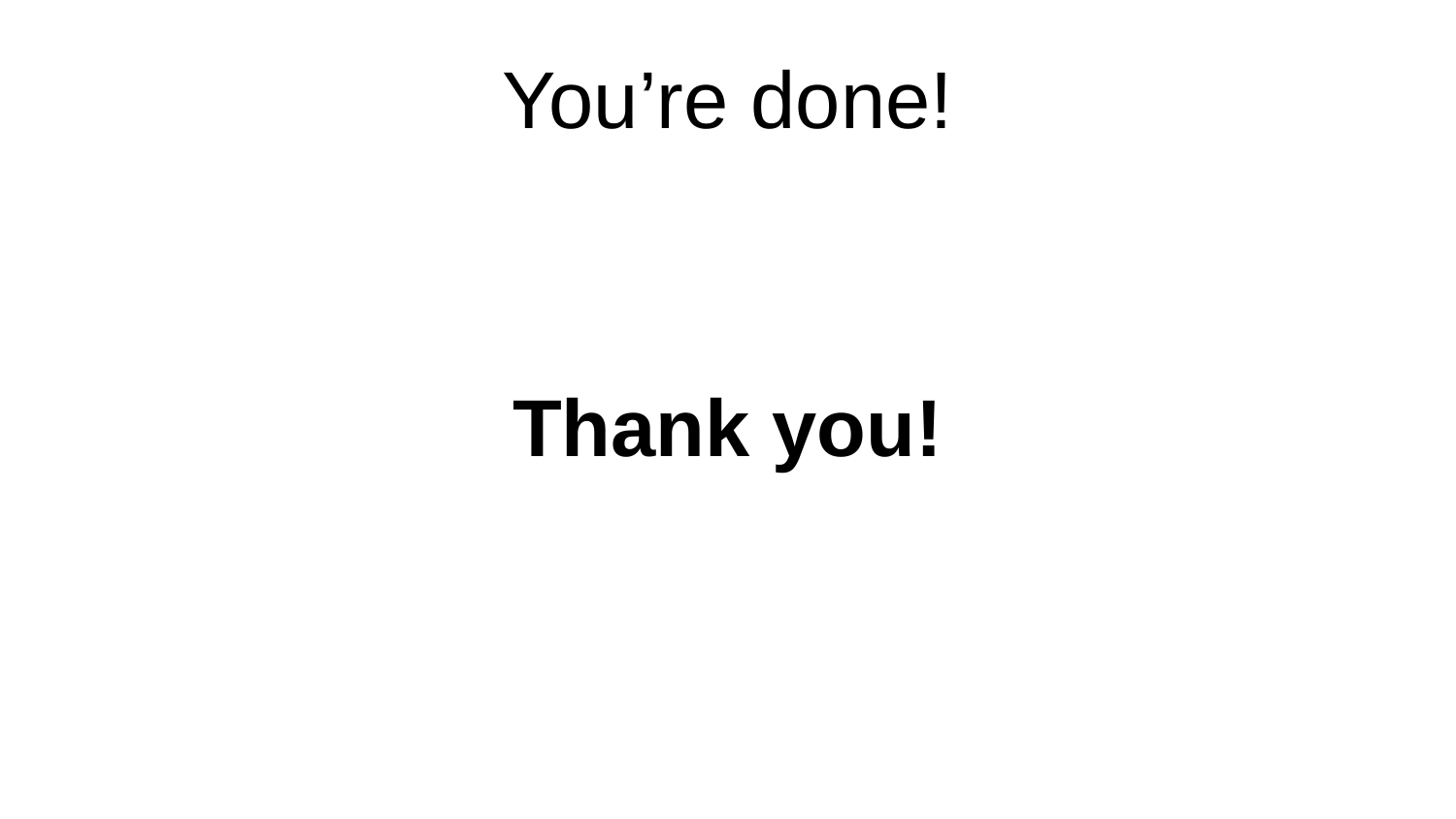# You’re done!

**Thank you!**